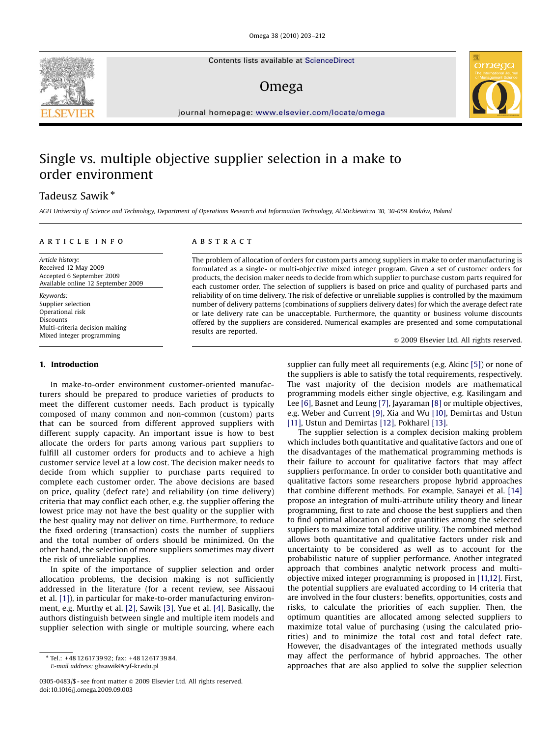# Single vs. multiple objective supplier selection in a make to order environment

Tadeusz Sawik *

*AGH University of Science and Technology, Department of Operations Research and Information Technology, Al.Mickiewicza 30, 30-059 Kraków, Poland*

## ARTICLE INFO

*Article history:*
Received 12 May 2009
Accepted 6 September 2009
Available online 12 September 2009

*Keywords:*
Supplier selection
Operational risk
Discounts
Multi-criteria decision making
Mixed integer programming

## ABSTRACT

The problem of allocation of orders for custom parts among suppliers in make to order manufacturing is formulated as a single- or multi-objective mixed integer program. Given a set of customer orders for products, the decision maker needs to decide from which supplier to purchase custom parts required for each customer order. The selection of suppliers is based on price and quality of purchased parts and reliability of on time delivery. The risk of defective or unreliable supplies is controlled by the maximum number of delivery patterns (combinations of suppliers delivery dates) for which the average defect rate or late delivery rate can be unacceptable. Furthermore, the quantity or business volume discounts offered by the suppliers are considered. Numerical examples are presented and some computational results are reported.

© 2009 Elsevier Ltd. All rights reserved.

## 1. Introduction

In make-to-order environment customer-oriented manufacturers should be prepared to produce varieties of products to meet the different customer needs. Each product is typically composed of many common and non-common (custom) parts that can be sourced from different approved suppliers with different supply capacity. An important issue is how to best allocate the orders for parts among various part suppliers to fulfill all customer orders for products and to achieve a high customer service level at a low cost. The decision maker needs to decide from which supplier to purchase parts required to complete each customer order. The above decisions are based on price, quality (defect rate) and reliability (on time delivery) criteria that may conflict each other, e.g. the supplier offering the lowest price may not have the best quality or the supplier with the best quality may not deliver on time. Furthermore, to reduce the fixed ordering (transaction) costs the number of suppliers and the total number of orders should be minimized. On the other hand, the selection of more suppliers sometimes may divert the risk of unreliable supplies.

In spite of the importance of supplier selection and order allocation problems, the decision making is not sufficiently addressed in the literature (for a recent review, see Aissaoui et al. [1]), in particular for make-to-order manufacturing environment, e.g. Murthy et al. [2], Sawik [3], Yue et al. [4]. Basically, the authors distinguish between single and multiple item models and supplier selection with single or multiple sourcing, where each supplier can fully meet all requirements (e.g. Akinc [5]) or none of the suppliers is able to satisfy the total requirements, respectively. The vast majority of the decision models are mathematical programming models either single objective, e.g. Kasilingam and Lee [6], Basnet and Leung [7], Jayaraman [8] or multiple objectives, e.g. Weber and Current [9], Xia and Wu [10], Demirtas and Ustun [11], Ustun and Demirtas [12], Pokharel [13].

The supplier selection is a complex decision making problem which includes both quantitative and qualitative factors and one of the disadvantages of the mathematical programming methods is their failure to account for qualitative factors that may affect suppliers performance. In order to consider both quantitative and qualitative factors some researchers propose hybrid approaches that combine different methods. For example, Sanayei et al. [14] propose an integration of multi-attribute utility theory and linear programming, first to rate and choose the best suppliers and then to find optimal allocation of order quantities among the selected suppliers to maximize total additive utility. The combined method allows both quantitative and qualitative factors under risk and uncertainty to be considered as well as to account for the probabilistic nature of supplier performance. Another integrated approach that combines analytic network process and multi-objective mixed integer programming is proposed in [11,12]. First, the potential suppliers are evaluated according to 14 criteria that are involved in the four clusters: benefits, opportunities, costs and risks, to calculate the priorities of each supplier. Then, the optimum quantities are allocated among selected suppliers to maximize total value of purchasing (using the calculated priorities) and to minimize the total cost and total defect rate. However, the disadvantages of the integrated methods usually may affect the performance of hybrid approaches. The other approaches that are also applied to solve the supplier selection

* Tel.: +48 12 617 39 92; fax: +48 12 617 39 84.
*E-mail address:* ghsawik@cyf-kr.edu.pl

0305-0483/$ - see front matter © 2009 Elsevier Ltd. All rights reserved.
doi:10.1016/j.omega.2009.09.003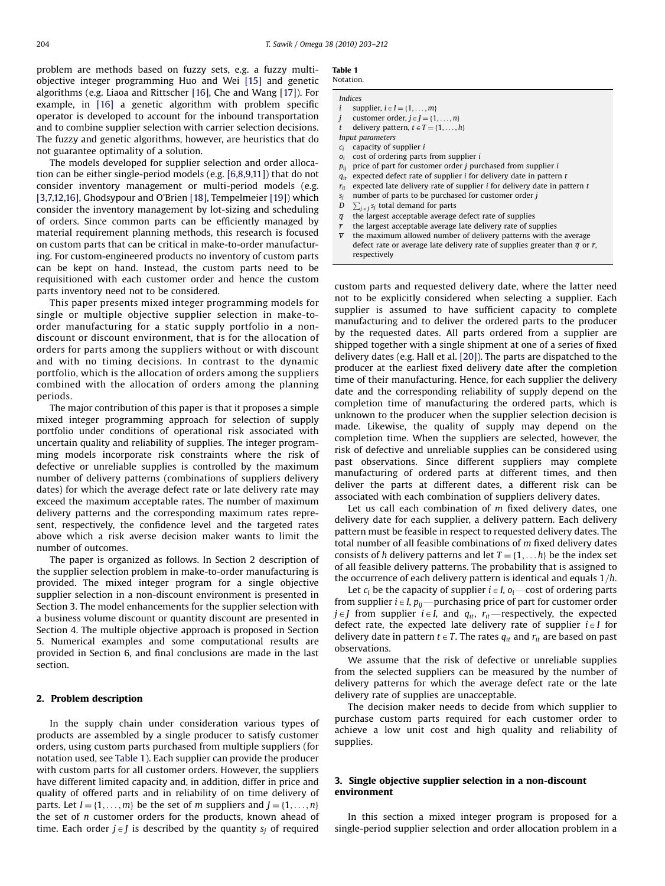problem are methods based on fuzzy sets, e.g. a fuzzy multi-objective integer programming Huo and Wei [15] and genetic algorithms (e.g. Liaoa and Rittscher [16], Che and Wang [17]). For example, in [16] a genetic algorithm with problem specific operator is developed to account for the inbound transportation and to combine supplier selection with carrier selection decisions. The fuzzy and genetic algorithms, however, are heuristics that do not guarantee optimality of a solution.

The models developed for supplier selection and order allocation can be either single-period models (e.g. [6,8,9,11]) that do not consider inventory management or multi-period models (e.g. [3,7,12,16], Ghodsypour and O'Brien [18], Tempelmeier [19]) which consider the inventory management by lot-sizing and scheduling of orders. Since common parts can be efficiently managed by material requirement planning methods, this research is focused on custom parts that can be critical in make-to-order manufacturing. For custom-engineered products no inventory of custom parts can be kept on hand. Instead, the custom parts need to be requisitioned with each customer order and hence the custom parts inventory need not to be considered.

This paper presents mixed integer programming models for single or multiple objective supplier selection in make-to-order manufacturing for a static supply portfolio in a non-discount or discount environment, that is for the allocation of orders for parts among the suppliers without or with discount and with no timing decisions. In contrast to the dynamic portfolio, which is the allocation of orders among the suppliers combined with the allocation of orders among the planning periods.

The major contribution of this paper is that it proposes a simple mixed integer programming approach for selection of supply portfolio under conditions of operational risk associated with uncertain quality and reliability of supplies. The integer programming models incorporate risk constraints where the risk of defective or unreliable supplies is controlled by the maximum number of delivery patterns (combinations of suppliers delivery dates) for which the average defect rate or late delivery rate may exceed the maximum acceptable rates. The number of maximum delivery patterns and the corresponding maximum rates represent, respectively, the confidence level and the targeted rates above which a risk averse decision maker wants to limit the number of outcomes.

The paper is organized as follows. In Section 2 description of the supplier selection problem in make-to-order manufacturing is provided. The mixed integer program for a single objective supplier selection in a non-discount environment is presented in Section 3. The model enhancements for the supplier selection with a business volume discount or quantity discount are presented in Section 4. The multiple objective approach is proposed in Section 5. Numerical examples and some computational results are provided in Section 6, and final conclusions are made in the last section.

## 2. Problem description

In the supply chain under consideration various types of products are assembled by a single producer to satisfy customer orders, using custom parts purchased from multiple suppliers (for notation used, see Table 1). Each supplier can provide the producer with custom parts for all customer orders. However, the suppliers have different limited capacity and, in addition, differ in price and quality of offered parts and in reliability of on time delivery of parts. Let $I = \{1, \ldots, m\}$ be the set of $m$ suppliers and $J = \{1, \ldots, n\}$ the set of $n$ customer orders for the products, known ahead of time. Each order $j \in J$ is described by the quantity $s_j$ of required

**Table 1**
Notation.

| | |
|---|---|
| *Indices* | |
| $i$ | supplier, $i \in I = \{1, \ldots, m\}$ |
| $j$ | customer order, $j \in J = \{1, \ldots, n\}$ |
| $t$ | delivery pattern, $t \in T = \{1, \ldots, h\}$ |
| *Input parameters* | |
| $c_i$ | capacity of supplier $i$ |
| $o_i$ | cost of ordering parts from supplier $i$ |
| $p_{ij}$ | price of part for customer order $j$ purchased from supplier $i$ |
| $q_{it}$ | expected defect rate of supplier $i$ for delivery date in pattern $t$ |
| $r_{it}$ | expected late delivery rate of supplier $i$ for delivery date in pattern $t$ |
| $s_j$ | number of parts to be purchased for customer order $j$ |
| $D$ | $\sum_{j \in J} s_j$ total demand for parts |
| $\overline{q}$ | the largest acceptable average defect rate of supplies |
| $\overline{r}$ | the largest acceptable average late delivery rate of supplies |
| $\overline{v}$ | the maximum allowed number of delivery patterns with the average defect rate or average late delivery rate of supplies greater than $\overline{q}$ or $\overline{r}$, respectively |

custom parts and requested delivery date, where the latter need not to be explicitly considered when selecting a supplier. Each supplier is assumed to have sufficient capacity to complete manufacturing and to deliver the ordered parts to the producer by the requested dates. All parts ordered from a supplier are shipped together with a single shipment at one of a series of fixed delivery dates (e.g. Hall et al. [20]). The parts are dispatched to the producer at the earliest fixed delivery date after the completion time of their manufacturing. Hence, for each supplier the delivery date and the corresponding reliability of supply depend on the completion time of manufacturing the ordered parts, which is unknown to the producer when the supplier selection decision is made. Likewise, the quality of supply may depend on the completion time. When the suppliers are selected, however, the risk of defective and unreliable supplies can be considered using past observations. Since different suppliers may complete manufacturing of ordered parts at different times, and then deliver the parts at different dates, a different risk can be associated with each combination of suppliers delivery dates.

Let us call each combination of $m$ fixed delivery dates, one delivery date for each supplier, a delivery pattern. Each delivery pattern must be feasible in respect to requested delivery dates. The total number of all feasible combinations of $m$ fixed delivery dates consists of $h$ delivery patterns and let $T = \{1, \ldots h\}$ be the index set of all feasible delivery patterns. The probability that is assigned to the occurrence of each delivery pattern is identical and equals $1/h$.

Let $c_i$ be the capacity of supplier $i \in I$, $o_i$—cost of ordering parts from supplier $i \in I$, $p_{ij}$—purchasing price of part for customer order $j \in J$ from supplier $i \in I$, and $q_{it}$, $r_{it}$—respectively, the expected defect rate, the expected late delivery rate of supplier $i \in I$ for delivery date in pattern $t \in T$. The rates $q_{it}$ and $r_{it}$ are based on past observations.

We assume that the risk of defective or unreliable supplies from the selected suppliers can be measured by the number of delivery patterns for which the average defect rate or the late delivery rate of supplies are unacceptable.

The decision maker needs to decide from which supplier to purchase custom parts required for each customer order to achieve a low unit cost and high quality and reliability of supplies.

## 3. Single objective supplier selection in a non-discount environment

In this section a mixed integer program is proposed for a single-period supplier selection and order allocation problem in a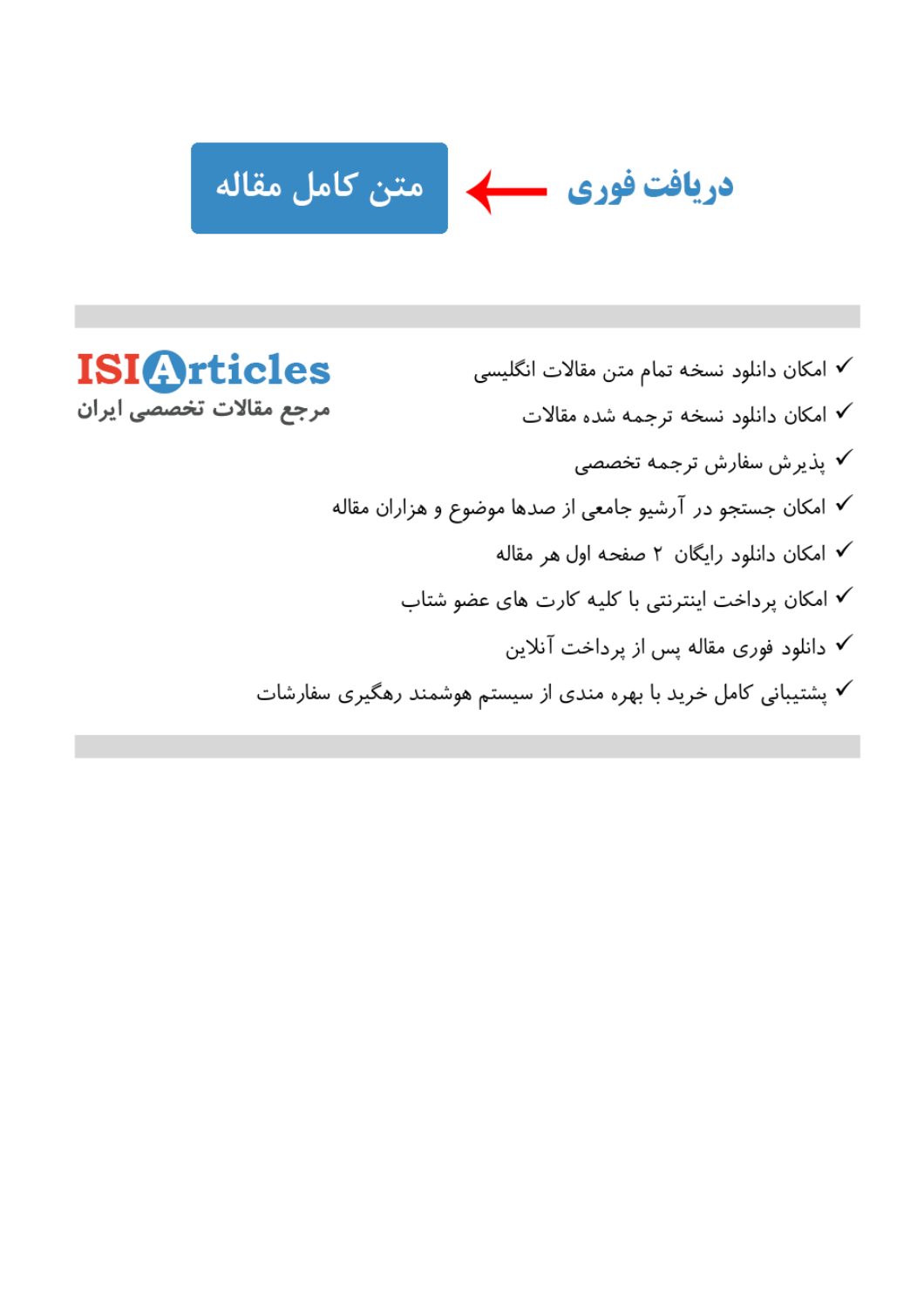دریافت فوری ← متن کامل مقاله

**ISIArticles**
مرجع مقالات تخصصی ایران

- ✓ امکان دانلود نسخه تمام متن مقالات انگلیسی
- ✓ امکان دانلود نسخه ترجمه شده مقالات
- ✓ پذیرش سفارش ترجمه تخصصی
- ✓ امکان جستجو در آرشیو جامعی از صدها موضوع و هزاران مقاله
- ✓ امکان دانلود رایگان ۲ صفحه اول هر مقاله
- ✓ امکان پرداخت اینترنتی با کلیه کارت های عضو شتاب
- ✓ دانلود فوری مقاله پس از پرداخت آنلاین
- ✓ پشتیبانی کامل خرید با بهره مندی از سیستم هوشمند رهگیری سفارشات